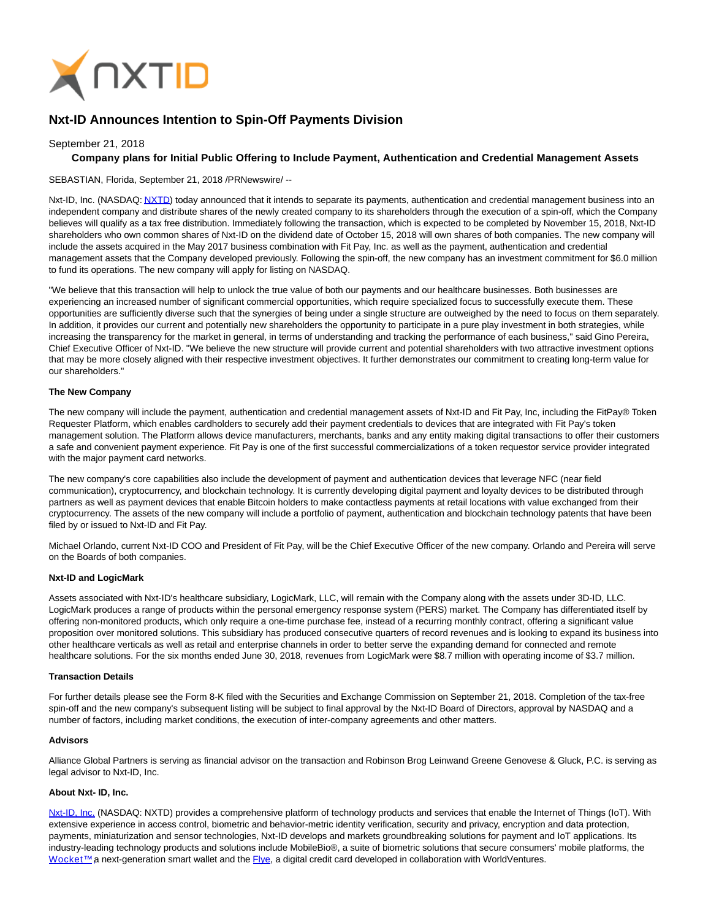# Nxt-ID Announces Intention to Spin-Off Payments Division

September 21, 2018

**Company plans for Initial Public Offering to Include Payment, Authentication and Credential Management Assets**

SEBASTIAN, Florida, September 21, 2018 /PRNewswire/ --

Nxt-ID, Inc. (NASDAQ: NXTD) today announced that it intends to separate its payments, authentication and credential management business into an independent company and distribute shares of the newly created company to its shareholders through the execution of a spin-off, which the Company believes will qualify as a tax free distribution. Immediately following the transaction, which is expected to be completed by November 15, 2018, Nxt-ID shareholders who own common shares of Nxt-ID on the dividend date of October 15, 2018 will own shares of both companies. The new company will include the assets acquired in the May 2017 business combination with Fit Pay, Inc. as well as the payment, authentication and credential management assets that the Company developed previously. Following the spin-off, the new company has an investment commitment for $6.0 million to fund its operations. The new company will apply for listing on NASDAQ.

"We believe that this transaction will help to unlock the true value of both our payments and our healthcare businesses. Both businesses are experiencing an increased number of significant commercial opportunities, which require specialized focus to successfully execute them. These opportunities are sufficiently diverse such that the synergies of being under a single structure are outweighed by the need to focus on them separately. In addition, it provides our current and potentially new shareholders the opportunity to participate in a pure play investment in both strategies, while increasing the transparency for the market in general, in terms of understanding and tracking the performance of each business," said Gino Pereira, Chief Executive Officer of Nxt-ID. "We believe the new structure will provide current and potential shareholders with two attractive investment options that may be more closely aligned with their respective investment objectives. It further demonstrates our commitment to creating long-term value for our shareholders."

**The New Company**

The new company will include the payment, authentication and credential management assets of Nxt-ID and Fit Pay, Inc, including the FitPay® Token Requester Platform, which enables cardholders to securely add their payment credentials to devices that are integrated with Fit Pay's token management solution. The Platform allows device manufacturers, merchants, banks and any entity making digital transactions to offer their customers a safe and convenient payment experience. Fit Pay is one of the first successful commercializations of a token requestor service provider integrated with the major payment card networks.

The new company's core capabilities also include the development of payment and authentication devices that leverage NFC (near field communication), cryptocurrency, and blockchain technology. It is currently developing digital payment and loyalty devices to be distributed through partners as well as payment devices that enable Bitcoin holders to make contactless payments at retail locations with value exchanged from their cryptocurrency. The assets of the new company will include a portfolio of payment, authentication and blockchain technology patents that have been filed by or issued to Nxt-ID and Fit Pay.

Michael Orlando, current Nxt-ID COO and President of Fit Pay, will be the Chief Executive Officer of the new company. Orlando and Pereira will serve on the Boards of both companies.

**Nxt-ID and LogicMark**

Assets associated with Nxt-ID's healthcare subsidiary, LogicMark, LLC, will remain with the Company along with the assets under 3D-ID, LLC. LogicMark produces a range of products within the personal emergency response system (PERS) market. The Company has differentiated itself by offering non-monitored products, which only require a one-time purchase fee, instead of a recurring monthly contract, offering a significant value proposition over monitored solutions. This subsidiary has produced consecutive quarters of record revenues and is looking to expand its business into other healthcare verticals as well as retail and enterprise channels in order to better serve the expanding demand for connected and remote healthcare solutions. For the six months ended June 30, 2018, revenues from LogicMark were $8.7 million with operating income of $3.7 million.

**Transaction Details**

For further details please see the Form 8-K filed with the Securities and Exchange Commission on September 21, 2018. Completion of the tax-free spin-off and the new company's subsequent listing will be subject to final approval by the Nxt-ID Board of Directors, approval by NASDAQ and a number of factors, including market conditions, the execution of inter-company agreements and other matters.

**Advisors**

Alliance Global Partners is serving as financial advisor on the transaction and Robinson Brog Leinwand Greene Genovese & Gluck, P.C. is serving as legal advisor to Nxt-ID, Inc.

**About Nxt- ID, Inc.**

Nxt-ID, Inc. (NASDAQ: NXTD) provides a comprehensive platform of technology products and services that enable the Internet of Things (IoT). With extensive experience in access control, biometric and behavior-metric identity verification, security and privacy, encryption and data protection, payments, miniaturization and sensor technologies, Nxt-ID develops and markets groundbreaking solutions for payment and IoT applications. Its industry-leading technology products and solutions include MobileBio®, a suite of biometric solutions that secure consumers' mobile platforms, the Wocket™ a next-generation smart wallet and the Flye, a digital credit card developed in collaboration with WorldVentures.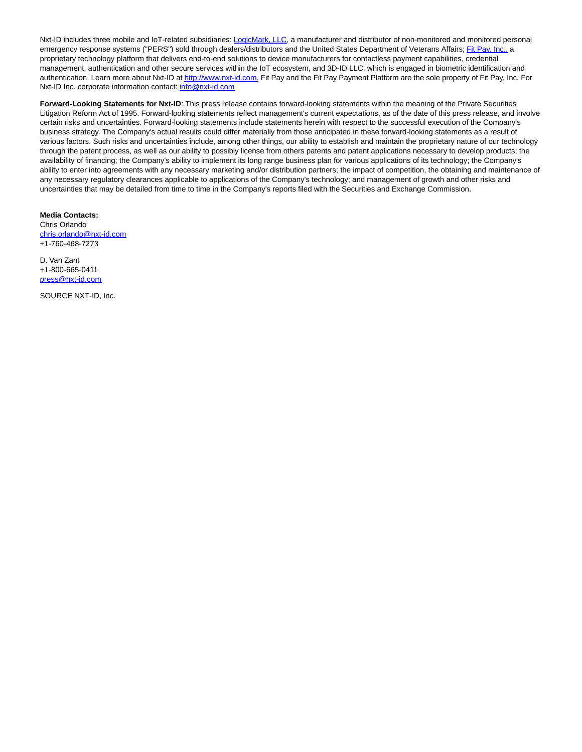Nxt-ID includes three mobile and IoT-related subsidiaries: [LogicMark, LLC](), a manufacturer and distributor of non-monitored and monitored personal emergency response systems ("PERS") sold through dealers/distributors and the United States Department of Veterans Affairs; [Fit Pay, Inc.,]() a proprietary technology platform that delivers end-to-end solutions to device manufacturers for contactless payment capabilities, credential management, authentication and other secure services within the IoT ecosystem, and 3D-ID LLC, which is engaged in biometric identification and authentication. Learn more about Nxt-ID at [http://www.nxt-id.com.](http://www.nxt-id.com) Fit Pay and the Fit Pay Payment Platform are the sole property of Fit Pay, Inc. For Nxt-ID Inc. corporate information contact: [info@nxt-id.com](mailto:info@nxt-id.com)

**Forward-Looking Statements for Nxt-ID**: This press release contains forward-looking statements within the meaning of the Private Securities Litigation Reform Act of 1995. Forward-looking statements reflect management's current expectations, as of the date of this press release, and involve certain risks and uncertainties. Forward-looking statements include statements herein with respect to the successful execution of the Company's business strategy. The Company's actual results could differ materially from those anticipated in these forward-looking statements as a result of various factors. Such risks and uncertainties include, among other things, our ability to establish and maintain the proprietary nature of our technology through the patent process, as well as our ability to possibly license from others patents and patent applications necessary to develop products; the availability of financing; the Company's ability to implement its long range business plan for various applications of its technology; the Company's ability to enter into agreements with any necessary marketing and/or distribution partners; the impact of competition, the obtaining and maintenance of any necessary regulatory clearances applicable to applications of the Company's technology; and management of growth and other risks and uncertainties that may be detailed from time to time in the Company's reports filed with the Securities and Exchange Commission.

**Media Contacts:**
Chris Orlando
[chris.orlando@nxt-id.com](mailto:chris.orlando@nxt-id.com)
+1-760-468-7273

D. Van Zant
+1-800-665-0411
[press@nxt-id.com](mailto:press@nxt-id.com)

SOURCE NXT-ID, Inc.